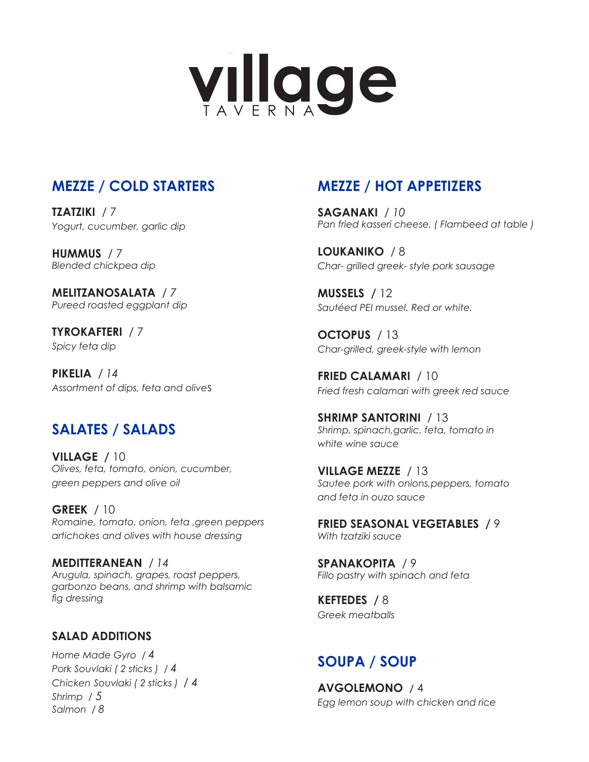# village
TAVERNA

## MEZZE / COLD STARTERS

**TZATZIKI** / *7*
*Yogurt, cucumber, garlic dip*

**HUMMUS** / 7
*Blended chickpea dip*

**MELITZANOSALATA** / *7*
*Pureed roasted eggplant dip*

**TYROKAFTERI** / 7
*Spicy feta dip*

**PIKELIA** / *14*
*Assortment of dips, feta and olives*

## SALATES / SALADS

**VILLAGE** / 10
*Olives, feta, tomato, onion, cucumber, green peppers and olive oil*

**GREEK** / 10
*Romaine, tomato, onion, feta ,green peppers artichokes and olives with house dressing*

**MEDITTERANEAN** / *14*
*Arugula, spinach, grapes, roast peppers, garbonzo beans, and shrimp with balsamic fig dressing*

### SALAD ADDITIONS

*Home Made Gyro / 4*
*Pork Souvlaki ( 2 sticks ) / 4*
*Chicken Souvlaki ( 2 sticks ) / 4*
*Shrimp / 5*
*Salmon / 8*

## MEZZE / HOT APPETIZERS

**SAGANAKI** / *10*
*Pan fried kasseri cheese. ( Flambeed at table )*

**LOUKANIKO** / 8
*Char- grilled greek- style pork sausage*

**MUSSELS** / 12
*Sautéed PEI mussel. Red or white.*

**OCTOPUS** / 13
*Char-grilled, greek-style with lemon*

**FRIED CALAMARI** / 10
*Fried fresh calamari with greek red sauce*

**SHRIMP SANTORINI** / 13
*Shrimp, spinach,garlic, feta, tomato in white wine sauce*

**VILLAGE MEZZE** / 13
*Sautee pork with onions,peppers, tomato and feta in ouzo sauce*

**FRIED SEASONAL VEGETABLES** / *9*
*With tzatziki sauce*

**SPANAKOPITA** / *9*
*Fillo pastry with spinach and feta*

**KEFTEDES** / 8
*Greek meatballs*

## SOUPA / SOUP

**AVGOLEMONO** / 4
*Egg lemon soup with chicken and rice*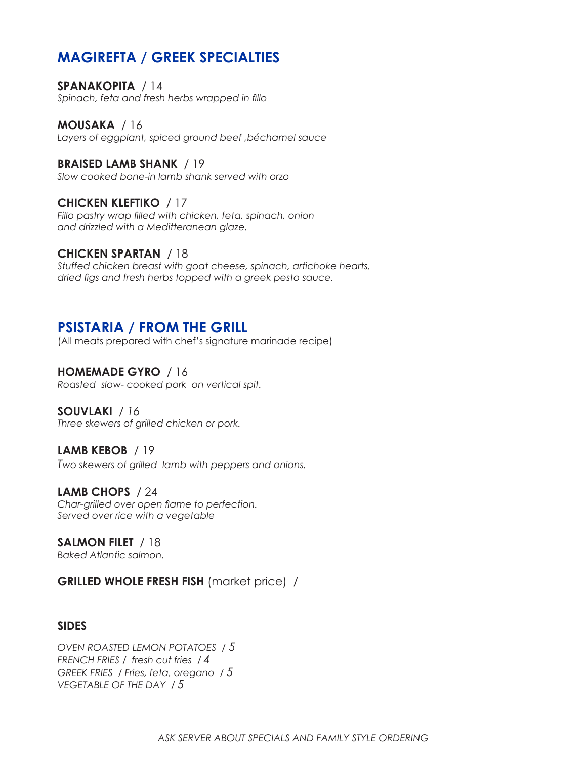## MAGIREFTA / GREEK SPECIALTIES

**SPANAKOPITA** / 14
*Spinach, feta and fresh herbs wrapped in fillo*

**MOUSAKA** / 16
*Layers of eggplant, spiced ground beef ,béchamel sauce*

**BRAISED LAMB SHANK** / 19
*Slow cooked bone-in lamb shank served with orzo*

**CHICKEN KLEFTIKO** / 17
*Fillo pastry wrap filled with chicken, feta, spinach, onion and drizzled with a Meditteranean glaze.*

**CHICKEN SPARTAN** / 18
*Stuffed chicken breast with goat cheese, spinach, artichoke hearts, dried figs and fresh herbs topped with a greek pesto sauce.*

## PSISTARIA / FROM THE GRILL

(All meats prepared with chef's signature marinade recipe)

**HOMEMADE GYRO** / 16
*Roasted slow- cooked pork on vertical spit.*

**SOUVLAKI** / *16*
*Three skewers of grilled chicken or pork.*

**LAMB KEBOB** / 19
*Two skewers of grilled lamb with peppers and onions.*

**LAMB CHOPS** / 24
*Char-grilled over open flame to perfection.*
*Served over rice with a vegetable*

**SALMON FILET** / 18
*Baked Atlantic salmon.*

**GRILLED WHOLE FRESH FISH** (market price) /

### SIDES

*OVEN ROASTED LEMON POTATOES / 5*
*FRENCH FRIES / fresh cut fries / 4*
*GREEK FRIES / Fries, feta, oregano / 5*
*VEGETABLE OF THE DAY / 5*

*ASK SERVER ABOUT SPECIALS AND FAMILY STYLE ORDERING*